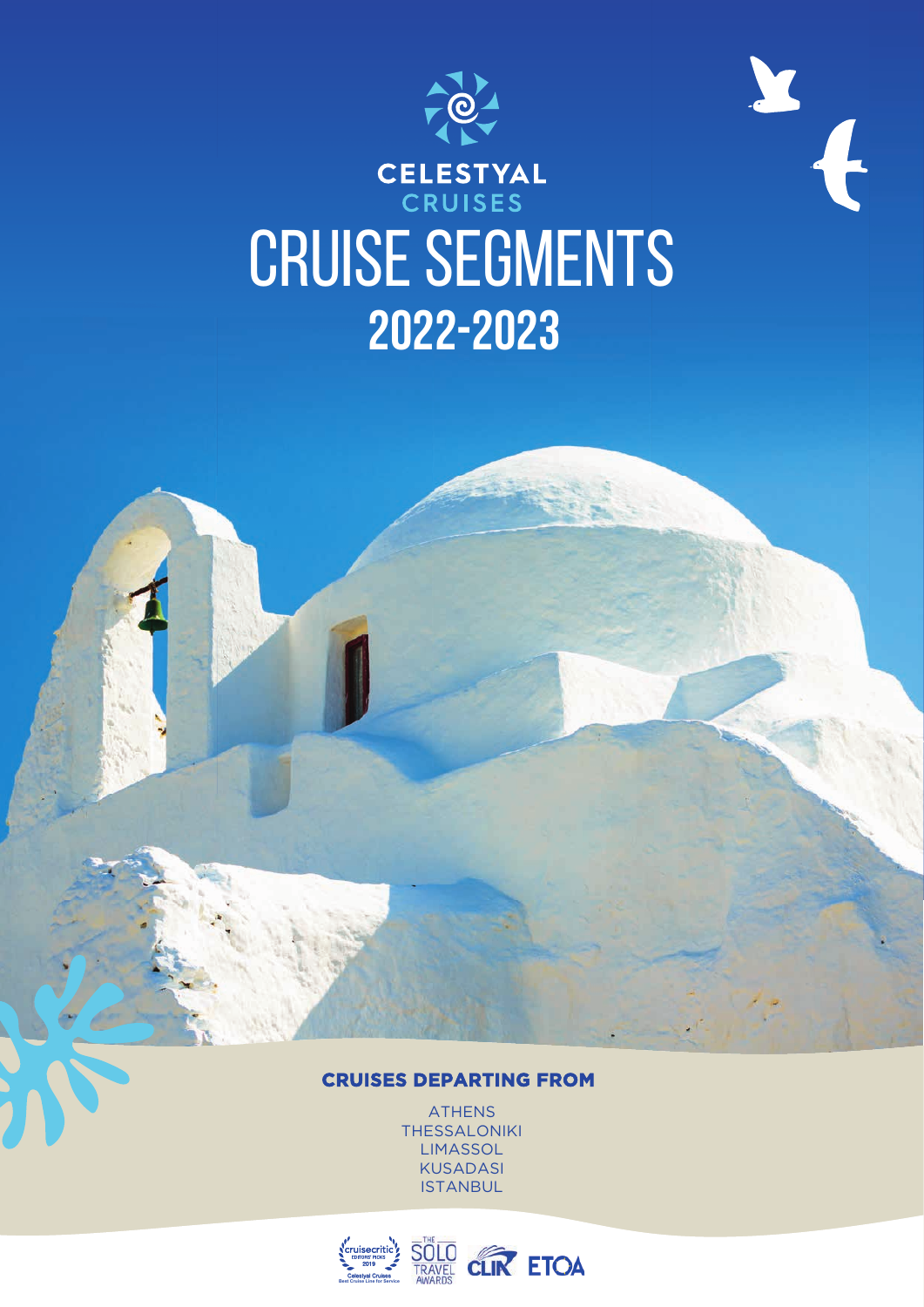CELESTYAL CRUISES

# CRUISE SEGMENTS

## 2022-2023

### CRUISES DEPARTING FROM

ATHENS
THESSALONIKI
LIMASSOL
KUSADASI
ISTANBUL

cruisecritic EDITORS' PICKS 2019 Celestyal Cruises Best Cruise Line for Service

THE SOLO TRAVEL AWARDS

CLIA

ETOA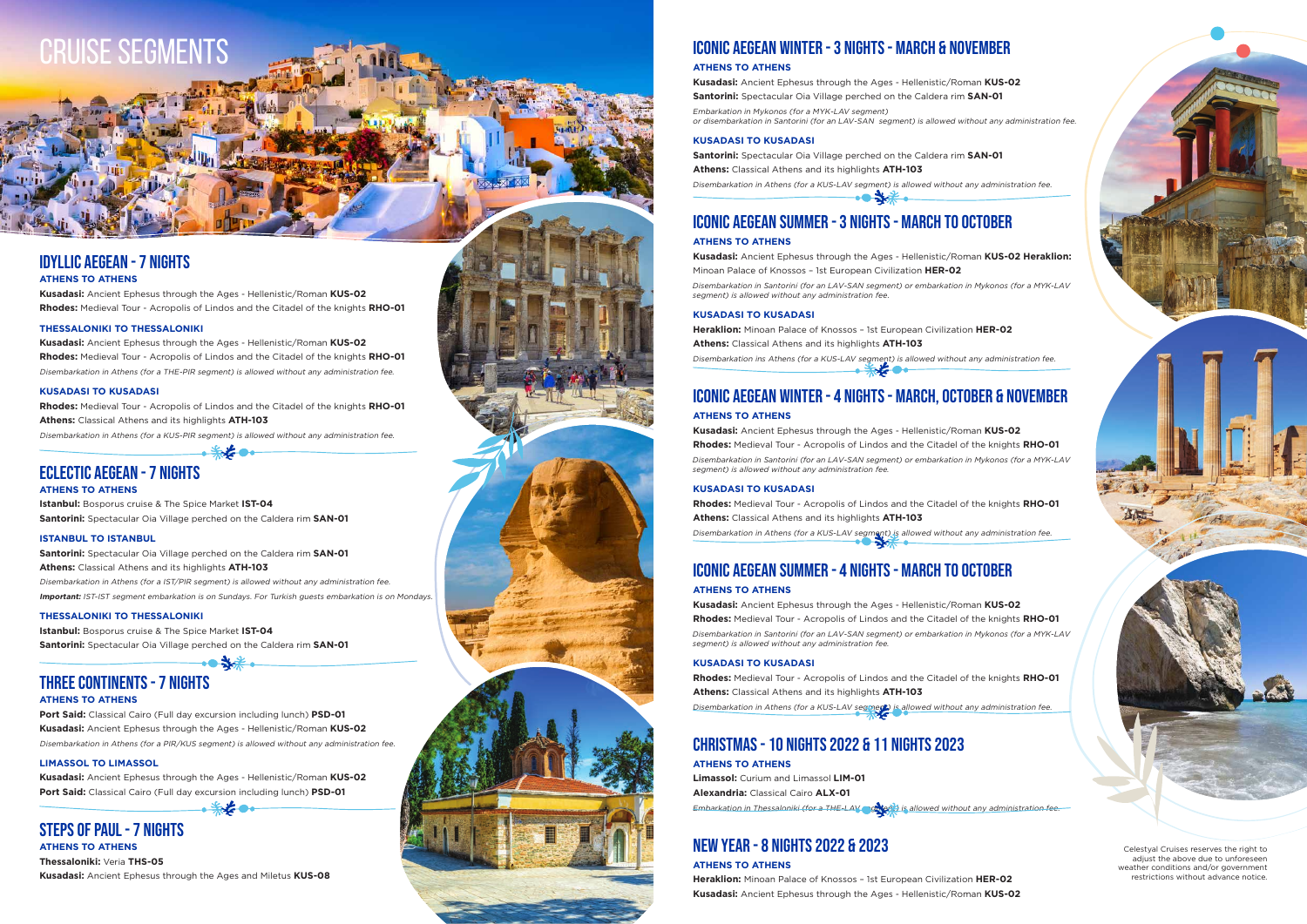# CRUISE SEGMENTS

## IDYLLIC AEGEAN - 7 NIGHTS

### ATHENS TO ATHENS

**Kusadasi:** Ancient Ephesus through the Ages - Hellenistic/Roman **KUS-02**
**Rhodes:** Medieval Tour - Acropolis of Lindos and the Citadel of the knights **RHO-01**

### THESSALONIKI TO THESSALONIKI

**Kusadasi:** Ancient Ephesus through the Ages - Hellenistic/Roman **KUS-02**
**Rhodes:** Medieval Tour - Acropolis of Lindos and the Citadel of the knights **RHO-01**

*Disembarkation in Athens (for a THE-PIR segment) is allowed without any administration fee.*

### KUSADASI TO KUSADASI

**Rhodes:** Medieval Tour - Acropolis of Lindos and the Citadel of the knights **RHO-01**
**Athens:** Classical Athens and its highlights **ATH-103**

*Disembarkation in Athens (for a KUS-PIR segment) is allowed without any administration fee.*

## ECLECTIC AEGEAN - 7 NIGHTS

### ATHENS TO ATHENS

**Istanbul:** Bosporus cruise & The Spice Market **IST-04**
**Santorini:** Spectacular Oia Village perched on the Caldera rim **SAN-01**

### ISTANBUL TO ISTANBUL

**Santorini:** Spectacular Oia Village perched on the Caldera rim **SAN-01**
**Athens:** Classical Athens and its highlights **ATH-103**

*Disembarkation in Athens (for a IST/PIR segment) is allowed without any administration fee.*

***Important:** IST-IST segment embarkation is on Sundays. For Turkish guests embarkation is on Mondays.*

### THESSALONIKI TO THESSALONIKI

**Istanbul:** Bosporus cruise & The Spice Market **IST-04**
**Santorini:** Spectacular Oia Village perched on the Caldera rim **SAN-01**

## THREE CONTINENTS - 7 NIGHTS

### ATHENS TO ATHENS

**Port Said:** Classical Cairo (Full day excursion including lunch) **PSD-01**
**Kusadasi:** Ancient Ephesus through the Ages - Hellenistic/Roman **KUS-02**

*Disembarkation in Athens (for a PIR/KUS segment) is allowed without any administration fee.*

### LIMASSOL TO LIMASSOL

**Kusadasi:** Ancient Ephesus through the Ages - Hellenistic/Roman **KUS-02**
**Port Said:** Classical Cairo (Full day excursion including lunch) **PSD-01**

## STEPS OF PAUL - 7 NIGHTS

### ATHENS TO ATHENS

**Thessaloniki:** Veria **THS-05**
**Kusadasi:** Ancient Ephesus through the Ages and Miletus **KUS-08**

## ICONIC AEGEAN WINTER - 3 NIGHTS - MARCH & NOVEMBER

### ATHENS TO ATHENS

**Kusadasi:** Ancient Ephesus through the Ages - Hellenistic/Roman **KUS-02**
**Santorini:** Spectacular Oia Village perched on the Caldera rim **SAN-01**

*Embarkation in Mykonos (for a MYK-LAV segment)*
*or disembarkation in Santorini (for an LAV-SAN segment) is allowed without any administration fee.*

### KUSADASI TO KUSADASI

**Santorini:** Spectacular Oia Village perched on the Caldera rim **SAN-01**
**Athens:** Classical Athens and its highlights **ATH-103**

*Disembarkation in Athens (for a KUS-LAV segment) is allowed without any administration fee.*

## ICONIC AEGEAN SUMMER - 3 NIGHTS - MARCH TO OCTOBER

### ATHENS TO ATHENS

**Kusadasi:** Ancient Ephesus through the Ages - Hellenistic/Roman **KUS-02** **Heraklion:** Minoan Palace of Knossos – 1st European Civilization **HER-02**

*Disembarkation in Santorini (for an LAV-SAN segment) or embarkation in Mykonos (for a MYK-LAV segment) is allowed without any administration fee.*

### KUSADASI TO KUSADASI

**Heraklion:** Minoan Palace of Knossos – 1st European Civilization **HER-02**
**Athens:** Classical Athens and its highlights **ATH-103**

*Disembarkation ins Athens (for a KUS-LAV segment) is allowed without any administration fee.*

## ICONIC AEGEAN WINTER - 4 NIGHTS - MARCH, OCTOBER & NOVEMBER

### ATHENS TO ATHENS

**Kusadasi:** Ancient Ephesus through the Ages - Hellenistic/Roman **KUS-02**
**Rhodes:** Medieval Tour - Acropolis of Lindos and the Citadel of the knights **RHO-01**

*Disembarkation in Santorini (for an LAV-SAN segment) or embarkation in Mykonos (for a MYK-LAV segment) is allowed without any administration fee.*

### KUSADASI TO KUSADASI

**Rhodes:** Medieval Tour - Acropolis of Lindos and the Citadel of the knights **RHO-01**
**Athens:** Classical Athens and its highlights **ATH-103**

*Disembarkation in Athens (for a KUS-LAV segment) is allowed without any administration fee.*

## ICONIC AEGEAN SUMMER - 4 NIGHTS - MARCH TO OCTOBER

### ATHENS TO ATHENS

**Kusadasi:** Ancient Ephesus through the Ages - Hellenistic/Roman **KUS-02**
**Rhodes:** Medieval Tour - Acropolis of Lindos and the Citadel of the knights **RHO-01**

*Disembarkation in Santorini (for an LAV-SAN segment) or embarkation in Mykonos (for a MYK-LAV segment) is allowed without any administration fee.*

### KUSADASI TO KUSADASI

**Rhodes:** Medieval Tour - Acropolis of Lindos and the Citadel of the knights **RHO-01**
**Athens:** Classical Athens and its highlights **ATH-103**

*Disembarkation in Athens (for a KUS-LAV segment) is allowed without any administration fee.*

## CHRISTMAS - 10 NIGHTS 2022 & 11 NIGHTS 2023

### ATHENS TO ATHENS

**Limassol:** Curium and Limassol **LIM-01**
**Alexandria:** Classical Cairo **ALX-01**

*Embarkation in Thessaloniki (for a THE-LAV segment) is allowed without any administration fee.*

## NEW YEAR - 8 NIGHTS 2022 & 2023

### ATHENS TO ATHENS

**Heraklion:** Minoan Palace of Knossos – 1st European Civilization **HER-02**
**Kusadasi:** Ancient Ephesus through the Ages - Hellenistic/Roman **KUS-02**

Celestyal Cruises reserves the right to adjust the above due to unforeseen weather conditions and/or government restrictions without advance notice.